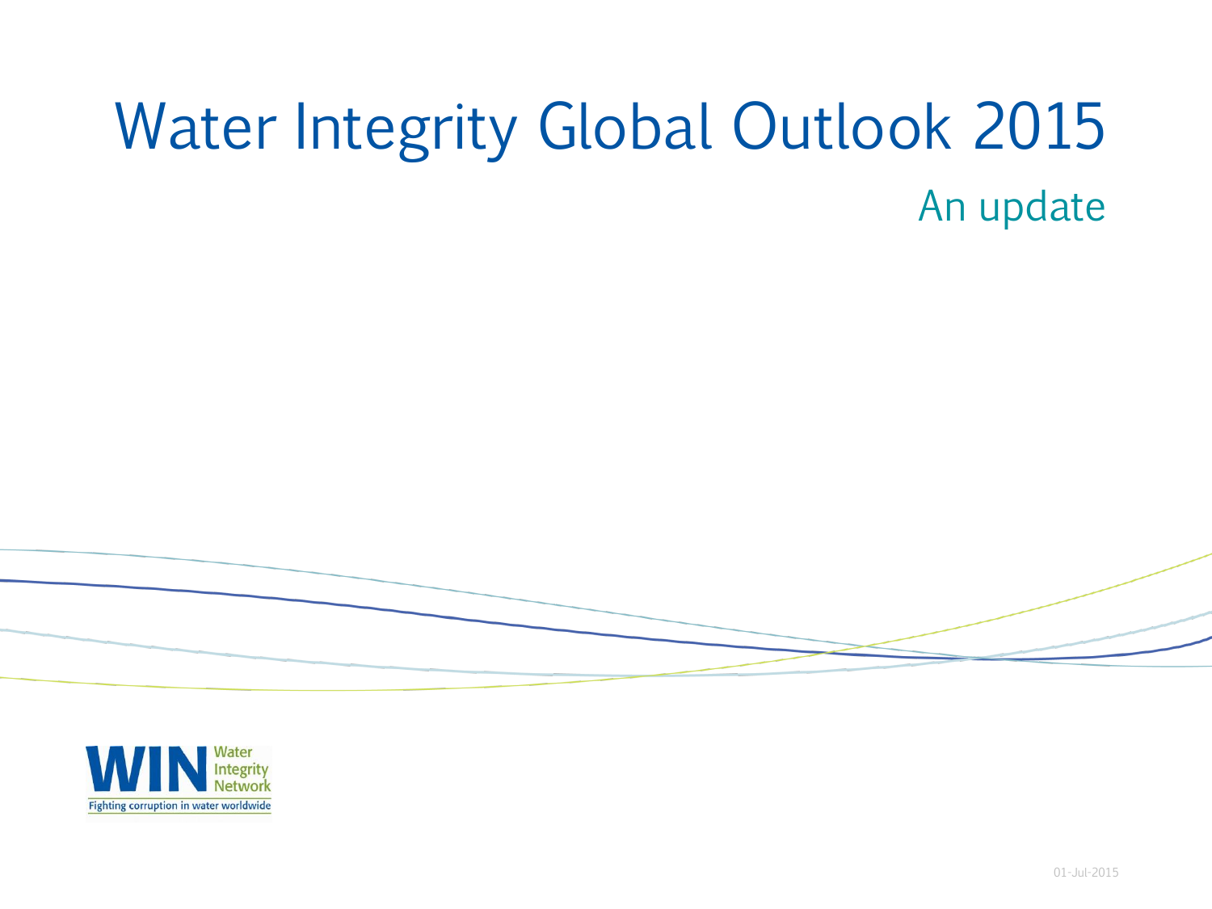# Water Integrity Global Outlook 2015

## An update

WIN Water Integrity Network

Fighting corruption in water worldwide

01-Jul-2015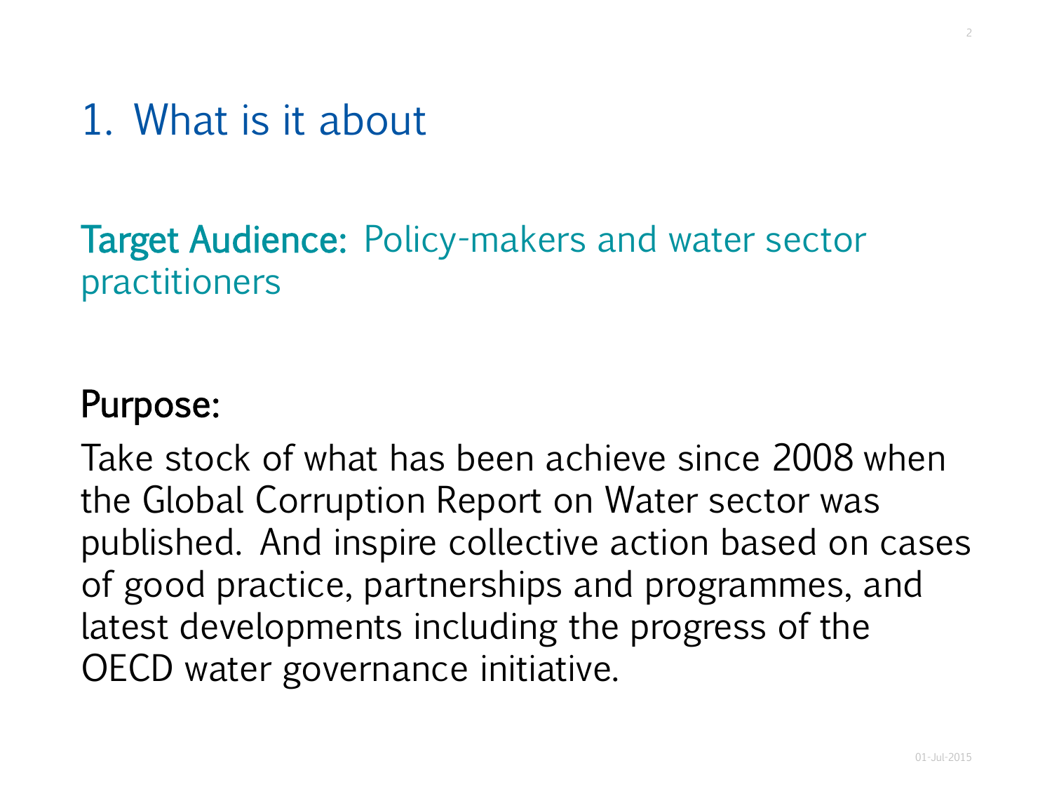# 1. What is it about

**Target Audience:** Policy-makers and water sector practitioners

**Purpose:**

Take stock of what has been achieve since 2008 when the Global Corruption Report on Water sector was published. And inspire collective action based on cases of good practice, partnerships and programmes, and latest developments including the progress of the OECD water governance initiative.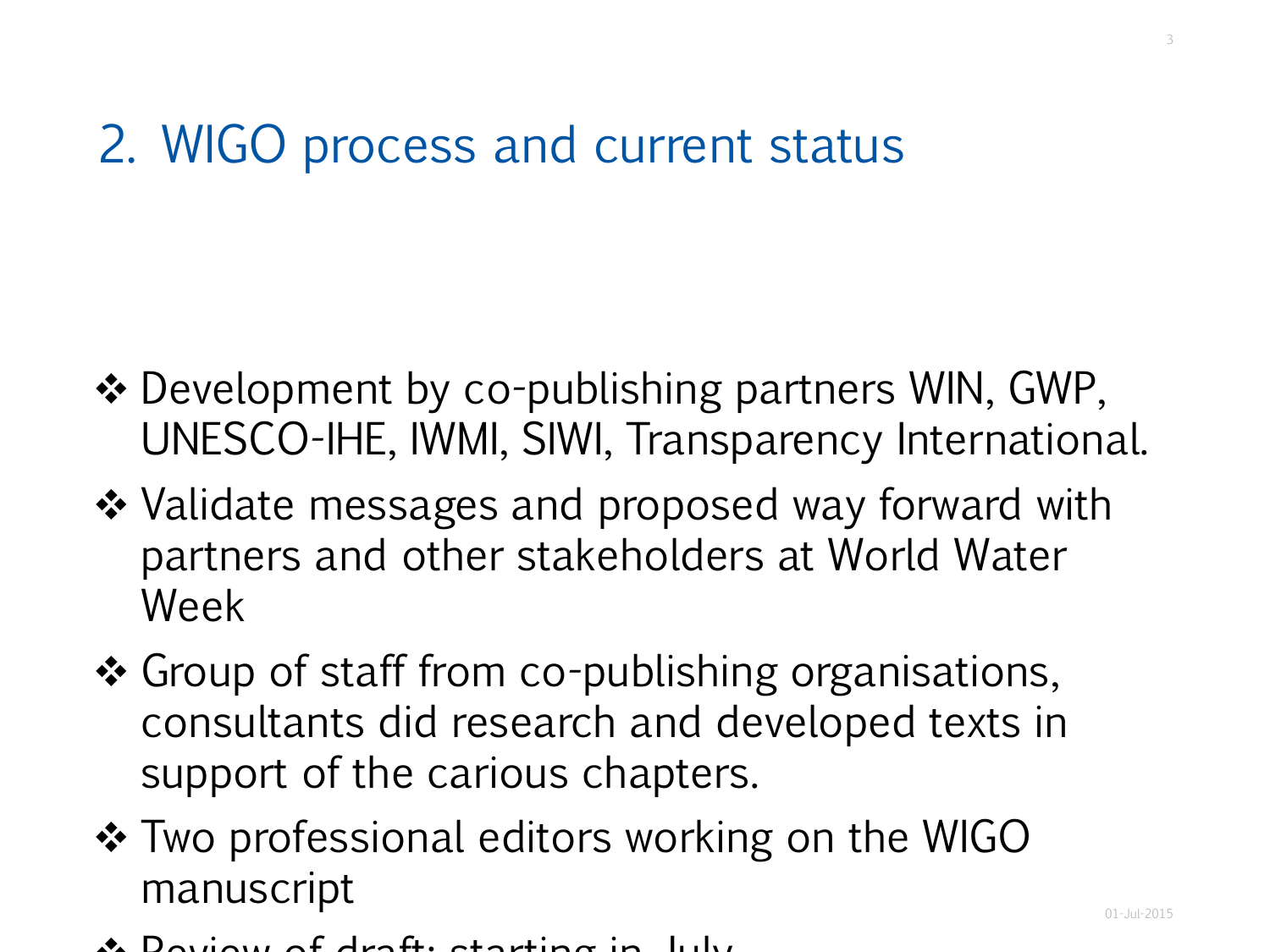# 2. WIGO process and current status

- ❖ Development by co-publishing partners WIN, GWP, UNESCO-IHE, IWMI, SIWI, Transparency International.
- ❖ Validate messages and proposed way forward with partners and other stakeholders at World Water Week
- ❖ Group of staff from co-publishing organisations, consultants did research and developed texts in support of the carious chapters.
- ❖ Two professional editors working on the WIGO manuscript
- ❖ Review of draft: starting in July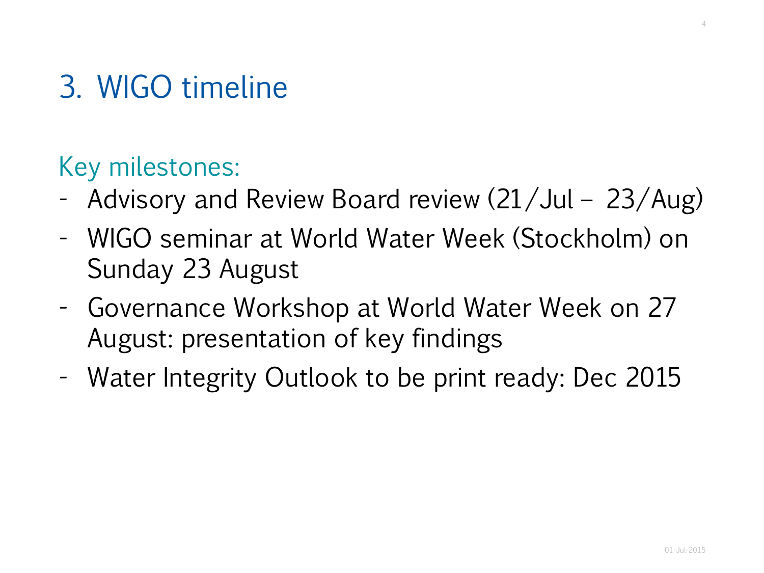# 3. WIGO timeline

## Key milestones:

- Advisory and Review Board review (21/Jul – 23/Aug)
- WIGO seminar at World Water Week (Stockholm) on Sunday 23 August
- Governance Workshop at World Water Week on 27 August: presentation of key findings
- Water Integrity Outlook to be print ready: Dec 2015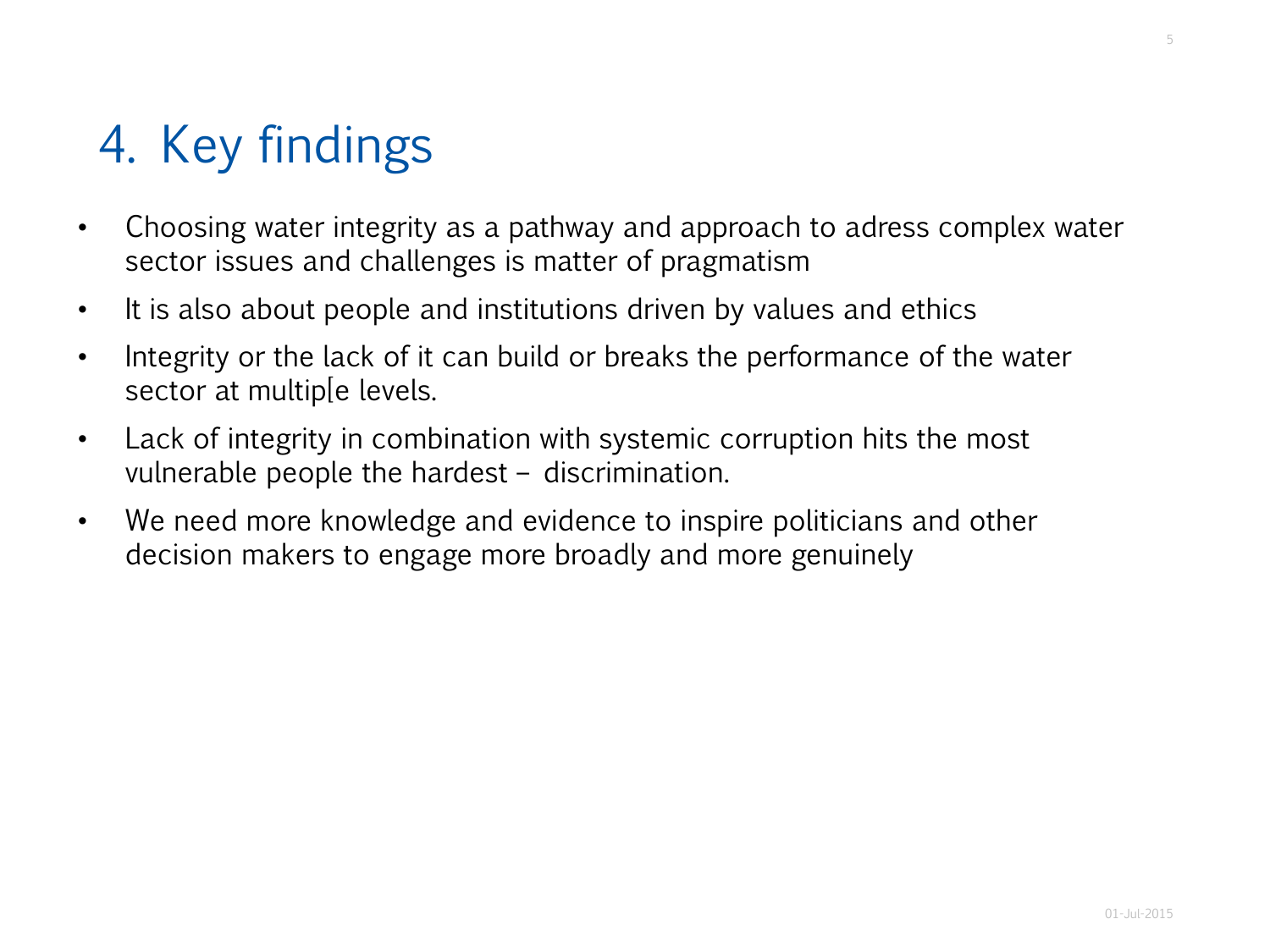# 4. Key findings

- Choosing water integrity as a pathway and approach to adress complex water sector issues and challenges is matter of pragmatism
- It is also about people and institutions driven by values and ethics
- Integrity or the lack of it can build or breaks the performance of the water sector at multip[e levels.
- Lack of integrity in combination with systemic corruption hits the most vulnerable people the hardest – discrimination.
- We need more knowledge and evidence to inspire politicians and other decision makers to engage more broadly and more genuinely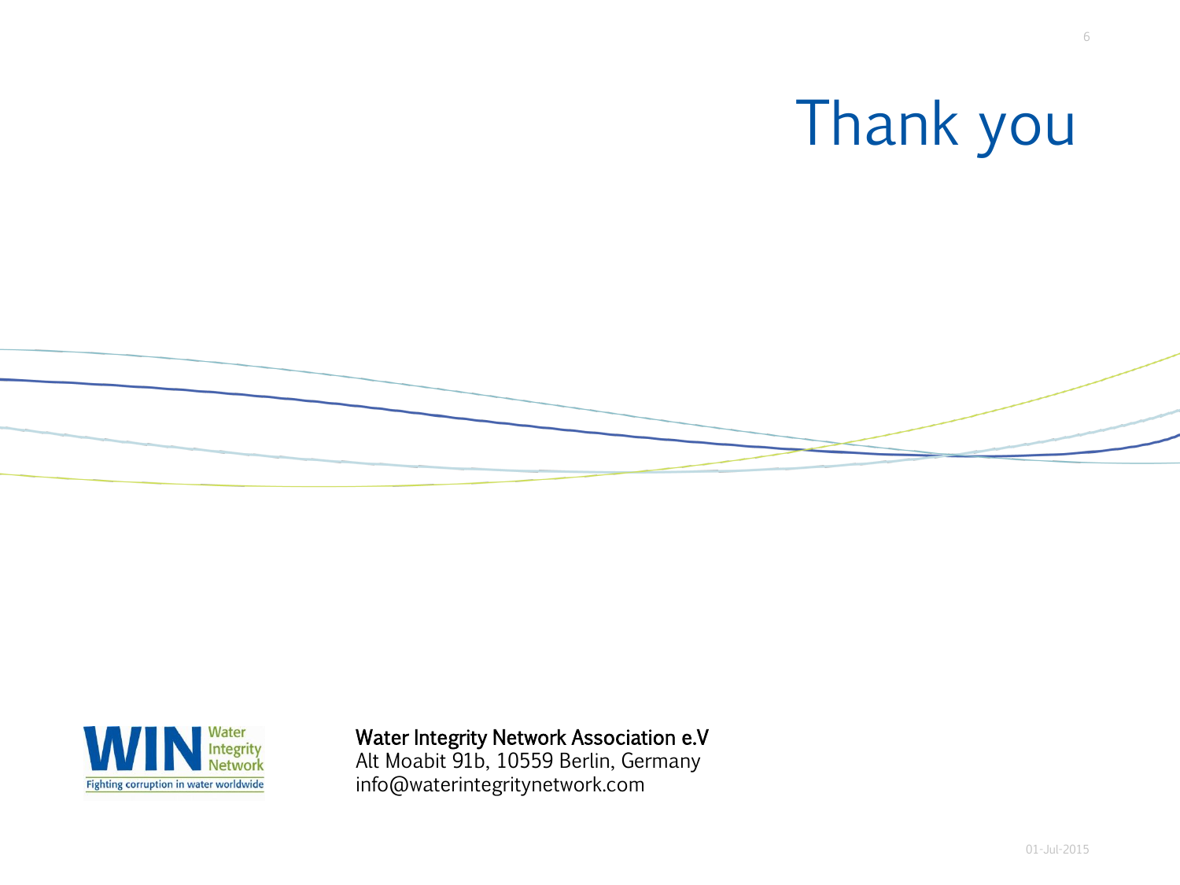# Thank you

WIN Water Integrity Network
Fighting corruption in water worldwide

**Water Integrity Network Association e.V**
Alt Moabit 91b, 10559 Berlin, Germany
info@waterintegritynetwork.com

01-Jul-2015